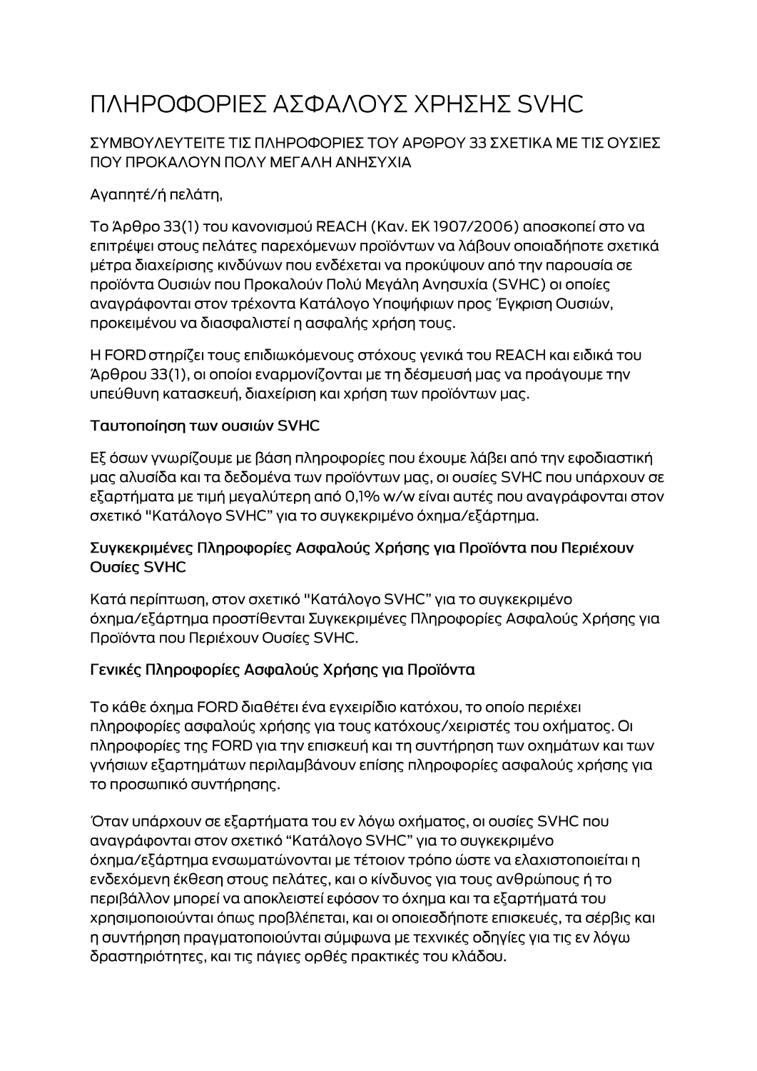# ΠΛΗΡΟΦΟΡΙΕΣ ΑΣΦΑΛΟΥΣ ΧΡΗΣΗΣ SVHC

ΣΥΜΒΟΥΛΕΥΤΕΙΤΕ ΤΙΣ ΠΛΗΡΟΦΟΡΙΕΣ ΤΟΥ ΑΡΘΡΟΥ 33 ΣΧΕΤΙΚΑ ΜΕ ΤΙΣ ΟΥΣΙΕΣ ΠΟΥ ΠΡΟΚΑΛΟΥΝ ΠΟΛΥ ΜΕΓΑΛΗ ΑΝΗΣΥΧΙΑ

Αγαπητέ/ή πελάτη,

Το Άρθρο 33(1) του κανονισμού REACH (Καν. ΕΚ 1907/2006) αποσκοπεί στο να επιτρέψει στους πελάτες παρεχόμενων προϊόντων να λάβουν οποιαδήποτε σχετικά μέτρα διαχείρισης κινδύνων που ενδέχεται να προκύψουν από την παρουσία σε προϊόντα Ουσιών που Προκαλούν Πολύ Μεγάλη Ανησυχία (SVHC) οι οποίες αναγράφονται στον τρέχοντα Κατάλογο Υποψήφιων προς Έγκριση Ουσιών, προκειμένου να διασφαλιστεί η ασφαλής χρήση τους.

Η FORD στηρίζει τους επιδιωκόμενους στόχους γενικά του REACH και ειδικά του Άρθρου 33(1), οι οποίοι εναρμονίζονται με τη δέσμευσή μας να προάγουμε την υπεύθυνη κατασκευή, διαχείριση και χρήση των προϊόντων μας.

### Ταυτοποίηση των ουσιών SVHC

Εξ όσων γνωρίζουμε με βάση πληροφορίες που έχουμε λάβει από την εφοδιαστική μας αλυσίδα και τα δεδομένα των προϊόντων μας, οι ουσίες SVHC που υπάρχουν σε εξαρτήματα με τιμή μεγαλύτερη από 0,1% w/w είναι αυτές που αναγράφονται στον σχετικό "Κατάλογο SVHC" για το συγκεκριμένο όχημα/εξάρτημα.

### Συγκεκριμένες Πληροφορίες Ασφαλούς Χρήσης για Προϊόντα που Περιέχουν Ουσίες SVHC

Κατά περίπτωση, στον σχετικό "Κατάλογο SVHC" για το συγκεκριμένο όχημα/εξάρτημα προστίθενται Συγκεκριμένες Πληροφορίες Ασφαλούς Χρήσης για Προϊόντα που Περιέχουν Ουσίες SVHC.

### Γενικές Πληροφορίες Ασφαλούς Χρήσης για Προϊόντα

Το κάθε όχημα FORD διαθέτει ένα εγχειρίδιο κατόχου, το οποίο περιέχει πληροφορίες ασφαλούς χρήσης για τους κατόχους/χειριστές του οχήματος. Οι πληροφορίες της FORD για την επισκευή και τη συντήρηση των οχημάτων και των γνήσιων εξαρτημάτων περιλαμβάνουν επίσης πληροφορίες ασφαλούς χρήσης για το προσωπικό συντήρησης.

Όταν υπάρχουν σε εξαρτήματα του εν λόγω οχήματος, οι ουσίες SVHC που αναγράφονται στον σχετικό "Κατάλογο SVHC" για το συγκεκριμένο όχημα/εξάρτημα ενσωματώνονται με τέτοιον τρόπο ώστε να ελαχιστοποιείται η ενδεχόμενη έκθεση στους πελάτες, και ο κίνδυνος για τους ανθρώπους ή το περιβάλλον μπορεί να αποκλειστεί εφόσον το όχημα και τα εξαρτήματά του χρησιμοποιούνται όπως προβλέπεται, και οι οποιεσδήποτε επισκευές, τα σέρβις και η συντήρηση πραγματοποιούνται σύμφωνα με τεχνικές οδηγίες για τις εν λόγω δραστηριότητες, και τις πάγιες ορθές πρακτικές του κλάδου.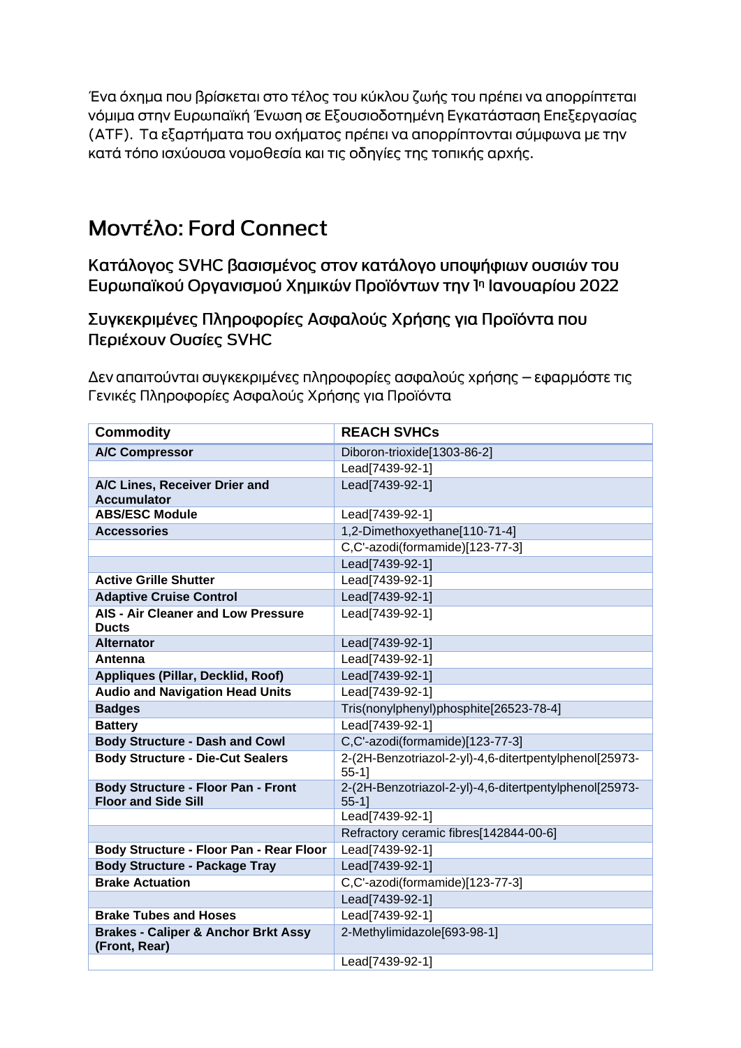Ένα όχημα που βρίσκεται στο τέλος του κύκλου ζωής του πρέπει να απορρίπτεται νόμιμα στην Ευρωπαϊκή Ένωση σε Εξουσιοδοτημένη Εγκατάσταση Επεξεργασίας (ATF). Τα εξαρτήματα του οχήματος πρέπει να απορρίπτονται σύμφωνα με την κατά τόπο ισχύουσα νομοθεσία και τις οδηγίες της τοπικής αρχής.

# Μοντέλο: Ford Connect

## Κατάλογος SVHC βασισμένος στον κατάλογο υποψήφιων ουσιών του Ευρωπαϊκού Οργανισμού Χημικών Προϊόντων την 1η Ιανουαρίου 2022

## Συγκεκριμένες Πληροφορίες Ασφαλούς Χρήσης για Προϊόντα που Περιέχουν Ουσίες SVHC

Δεν απαιτούνται συγκεκριμένες πληροφορίες ασφαλούς χρήσης – εφαρμόστε τις Γενικές Πληροφορίες Ασφαλούς Χρήσης για Προϊόντα

| Commodity | REACH SVHCs |
|---|---|
| **A/C Compressor** | Diboron-trioxide[1303-86-2] |
| | Lead[7439-92-1] |
| **A/C Lines, Receiver Drier and Accumulator** | Lead[7439-92-1] |
| **ABS/ESC Module** | Lead[7439-92-1] |
| **Accessories** | 1,2-Dimethoxyethane[110-71-4] |
| | C,C'-azodi(formamide)[123-77-3] |
| | Lead[7439-92-1] |
| **Active Grille Shutter** | Lead[7439-92-1] |
| **Adaptive Cruise Control** | Lead[7439-92-1] |
| **AIS - Air Cleaner and Low Pressure Ducts** | Lead[7439-92-1] |
| **Alternator** | Lead[7439-92-1] |
| **Antenna** | Lead[7439-92-1] |
| **Appliques (Pillar, Decklid, Roof)** | Lead[7439-92-1] |
| **Audio and Navigation Head Units** | Lead[7439-92-1] |
| **Badges** | Tris(nonylphenyl)phosphite[26523-78-4] |
| **Battery** | Lead[7439-92-1] |
| **Body Structure - Dash and Cowl** | C,C'-azodi(formamide)[123-77-3] |
| **Body Structure - Die-Cut Sealers** | 2-(2H-Benzotriazol-2-yl)-4,6-ditertpentylphenol[25973-55-1] |
| **Body Structure - Floor Pan - Front Floor and Side Sill** | 2-(2H-Benzotriazol-2-yl)-4,6-ditertpentylphenol[25973-55-1] |
| | Lead[7439-92-1] |
| | Refractory ceramic fibres[142844-00-6] |
| **Body Structure - Floor Pan - Rear Floor** | Lead[7439-92-1] |
| **Body Structure - Package Tray** | Lead[7439-92-1] |
| **Brake Actuation** | C,C'-azodi(formamide)[123-77-3] |
| | Lead[7439-92-1] |
| **Brake Tubes and Hoses** | Lead[7439-92-1] |
| **Brakes - Caliper & Anchor Brkt Assy (Front, Rear)** | 2-Methylimidazole[693-98-1] |
| | Lead[7439-92-1] |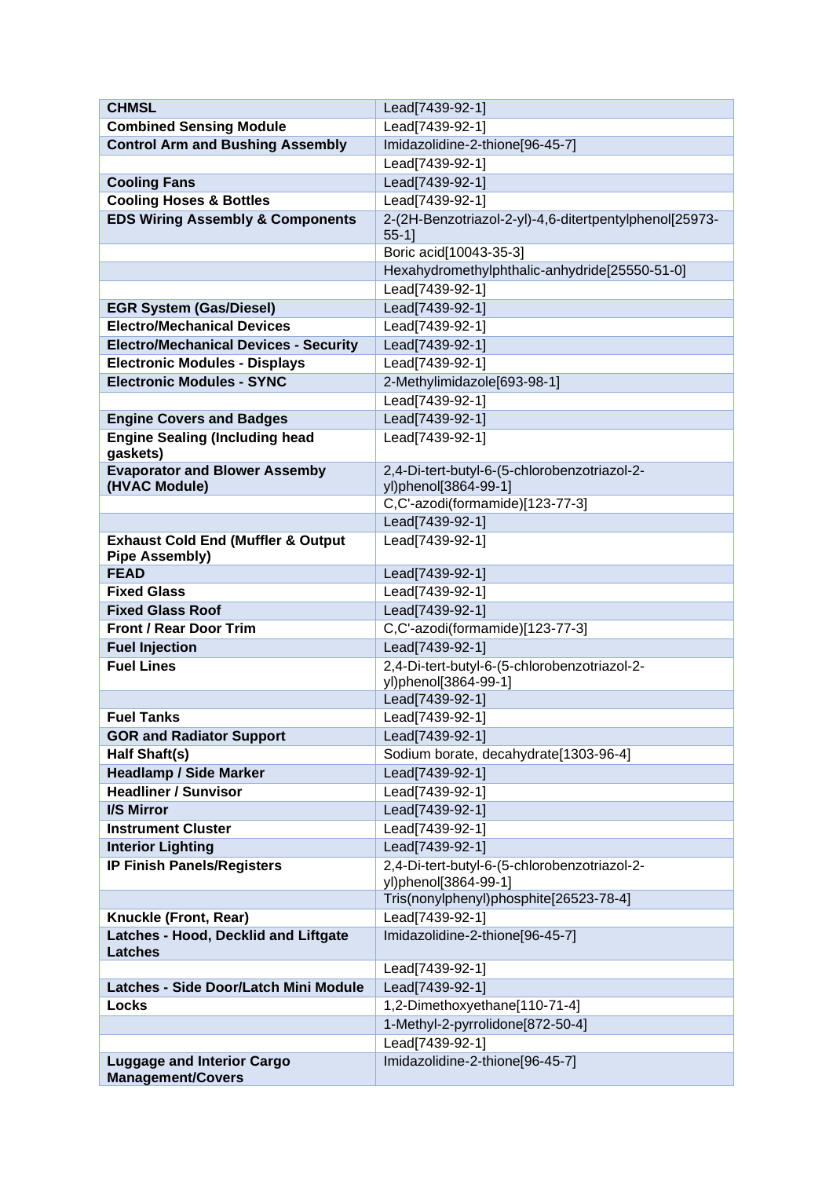| | |
|---|---|
| **CHMSL** | Lead[7439-92-1] |
| **Combined Sensing Module** | Lead[7439-92-1] |
| **Control Arm and Bushing Assembly** | Imidazolidine-2-thione[96-45-7] |
| | Lead[7439-92-1] |
| **Cooling Fans** | Lead[7439-92-1] |
| **Cooling Hoses & Bottles** | Lead[7439-92-1] |
| **EDS Wiring Assembly & Components** | 2-(2H-Benzotriazol-2-yl)-4,6-ditertpentylphenol[25973-55-1] |
| | Boric acid[10043-35-3] |
| | Hexahydromethylphthalic-anhydride[25550-51-0] |
| | Lead[7439-92-1] |
| **EGR System (Gas/Diesel)** | Lead[7439-92-1] |
| **Electro/Mechanical Devices** | Lead[7439-92-1] |
| **Electro/Mechanical Devices - Security** | Lead[7439-92-1] |
| **Electronic Modules - Displays** | Lead[7439-92-1] |
| **Electronic Modules - SYNC** | 2-Methylimidazole[693-98-1] |
| | Lead[7439-92-1] |
| **Engine Covers and Badges** | Lead[7439-92-1] |
| **Engine Sealing (Including head gaskets)** | Lead[7439-92-1] |
| **Evaporator and Blower Assemby (HVAC Module)** | 2,4-Di-tert-butyl-6-(5-chlorobenzotriazol-2-yl)phenol[3864-99-1] |
| | C,C'-azodi(formamide)[123-77-3] |
| | Lead[7439-92-1] |
| **Exhaust Cold End (Muffler & Output Pipe Assembly)** | Lead[7439-92-1] |
| **FEAD** | Lead[7439-92-1] |
| **Fixed Glass** | Lead[7439-92-1] |
| **Fixed Glass Roof** | Lead[7439-92-1] |
| **Front / Rear Door Trim** | C,C'-azodi(formamide)[123-77-3] |
| **Fuel Injection** | Lead[7439-92-1] |
| **Fuel Lines** | 2,4-Di-tert-butyl-6-(5-chlorobenzotriazol-2-yl)phenol[3864-99-1] |
| | Lead[7439-92-1] |
| **Fuel Tanks** | Lead[7439-92-1] |
| **GOR and Radiator Support** | Lead[7439-92-1] |
| **Half Shaft(s)** | Sodium borate, decahydrate[1303-96-4] |
| **Headlamp / Side Marker** | Lead[7439-92-1] |
| **Headliner / Sunvisor** | Lead[7439-92-1] |
| **I/S Mirror** | Lead[7439-92-1] |
| **Instrument Cluster** | Lead[7439-92-1] |
| **Interior Lighting** | Lead[7439-92-1] |
| **IP Finish Panels/Registers** | 2,4-Di-tert-butyl-6-(5-chlorobenzotriazol-2-yl)phenol[3864-99-1] |
| | Tris(nonylphenyl)phosphite[26523-78-4] |
| **Knuckle (Front, Rear)** | Lead[7439-92-1] |
| **Latches - Hood, Decklid and Liftgate Latches** | Imidazolidine-2-thione[96-45-7] |
| | Lead[7439-92-1] |
| **Latches - Side Door/Latch Mini Module** | Lead[7439-92-1] |
| **Locks** | 1,2-Dimethoxyethane[110-71-4] |
| | 1-Methyl-2-pyrrolidone[872-50-4] |
| | Lead[7439-92-1] |
| **Luggage and Interior Cargo Management/Covers** | Imidazolidine-2-thione[96-45-7] |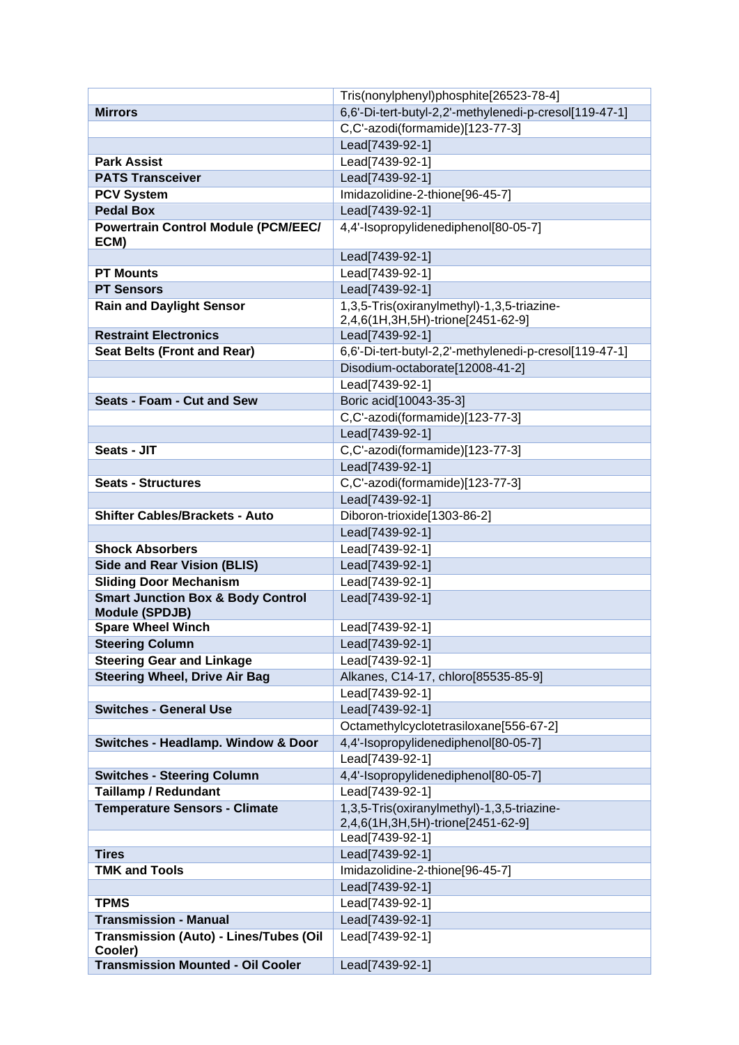| | |
|---|---|
| | Tris(nonylphenyl)phosphite[26523-78-4] |
| **Mirrors** | 6,6'-Di-tert-butyl-2,2'-methylenedi-p-cresol[119-47-1] |
| | C,C'-azodi(formamide)[123-77-3] |
| | Lead[7439-92-1] |
| **Park Assist** | Lead[7439-92-1] |
| **PATS Transceiver** | Lead[7439-92-1] |
| **PCV System** | Imidazolidine-2-thione[96-45-7] |
| **Pedal Box** | Lead[7439-92-1] |
| **Powertrain Control Module (PCM/EEC/ ECM)** | 4,4'-Isopropylidenediphenol[80-05-7] |
| | Lead[7439-92-1] |
| **PT Mounts** | Lead[7439-92-1] |
| **PT Sensors** | Lead[7439-92-1] |
| **Rain and Daylight Sensor** | 1,3,5-Tris(oxiranylmethyl)-1,3,5-triazine-2,4,6(1H,3H,5H)-trione[2451-62-9] |
| **Restraint Electronics** | Lead[7439-92-1] |
| **Seat Belts (Front and Rear)** | 6,6'-Di-tert-butyl-2,2'-methylenedi-p-cresol[119-47-1] |
| | Disodium-octaborate[12008-41-2] |
| | Lead[7439-92-1] |
| **Seats - Foam - Cut and Sew** | Boric acid[10043-35-3] |
| | C,C'-azodi(formamide)[123-77-3] |
| | Lead[7439-92-1] |
| **Seats - JIT** | C,C'-azodi(formamide)[123-77-3] |
| | Lead[7439-92-1] |
| **Seats - Structures** | C,C'-azodi(formamide)[123-77-3] |
| | Lead[7439-92-1] |
| **Shifter Cables/Brackets - Auto** | Diboron-trioxide[1303-86-2] |
| | Lead[7439-92-1] |
| **Shock Absorbers** | Lead[7439-92-1] |
| **Side and Rear Vision (BLIS)** | Lead[7439-92-1] |
| **Sliding Door Mechanism** | Lead[7439-92-1] |
| **Smart Junction Box & Body Control Module (SPDJB)** | Lead[7439-92-1] |
| **Spare Wheel Winch** | Lead[7439-92-1] |
| **Steering Column** | Lead[7439-92-1] |
| **Steering Gear and Linkage** | Lead[7439-92-1] |
| **Steering Wheel, Drive Air Bag** | Alkanes, C14-17, chloro[85535-85-9] |
| | Lead[7439-92-1] |
| **Switches - General Use** | Lead[7439-92-1] |
| | Octamethylcyclotetrasiloxane[556-67-2] |
| **Switches - Headlamp. Window & Door** | 4,4'-Isopropylidenediphenol[80-05-7] |
| | Lead[7439-92-1] |
| **Switches - Steering Column** | 4,4'-Isopropylidenediphenol[80-05-7] |
| **Taillamp / Redundant** | Lead[7439-92-1] |
| **Temperature Sensors - Climate** | 1,3,5-Tris(oxiranylmethyl)-1,3,5-triazine-2,4,6(1H,3H,5H)-trione[2451-62-9] |
| | Lead[7439-92-1] |
| **Tires** | Lead[7439-92-1] |
| **TMK and Tools** | Imidazolidine-2-thione[96-45-7] |
| | Lead[7439-92-1] |
| **TPMS** | Lead[7439-92-1] |
| **Transmission - Manual** | Lead[7439-92-1] |
| **Transmission (Auto) - Lines/Tubes (Oil Cooler)** | Lead[7439-92-1] |
| **Transmission Mounted - Oil Cooler** | Lead[7439-92-1] |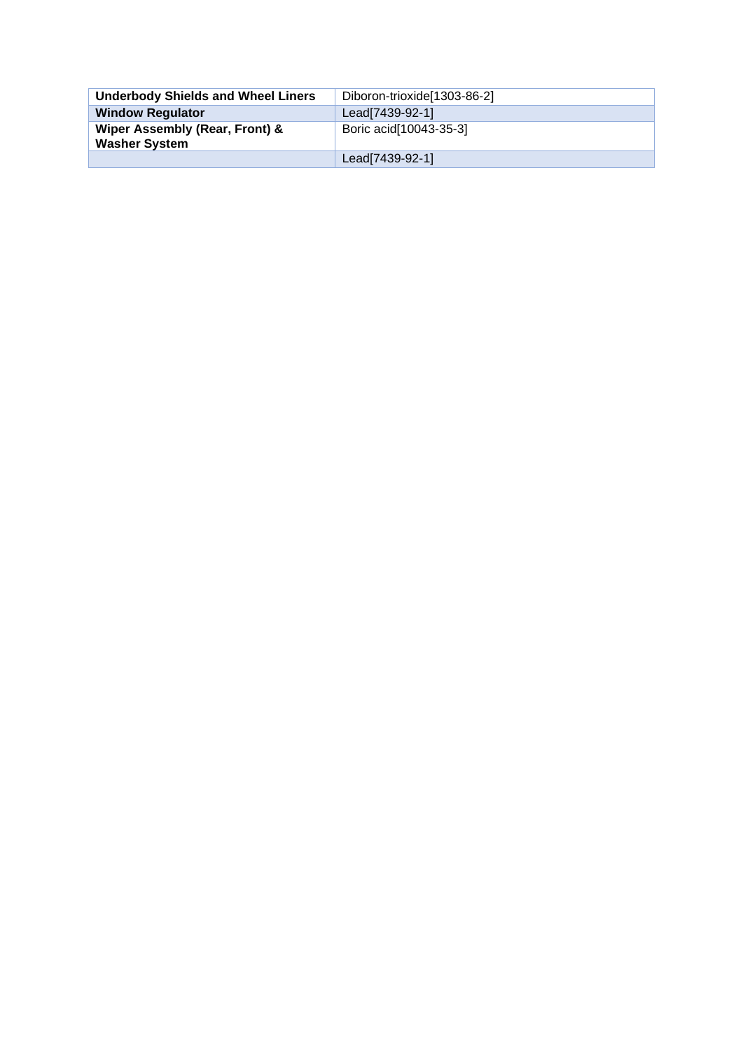| | |
|---|---|
| **Underbody Shields and Wheel Liners** | Diboron-trioxide[1303-86-2] |
| **Window Regulator** | Lead[7439-92-1] |
| **Wiper Assembly (Rear, Front) & Washer System** | Boric acid[10043-35-3] |
| | Lead[7439-92-1] |